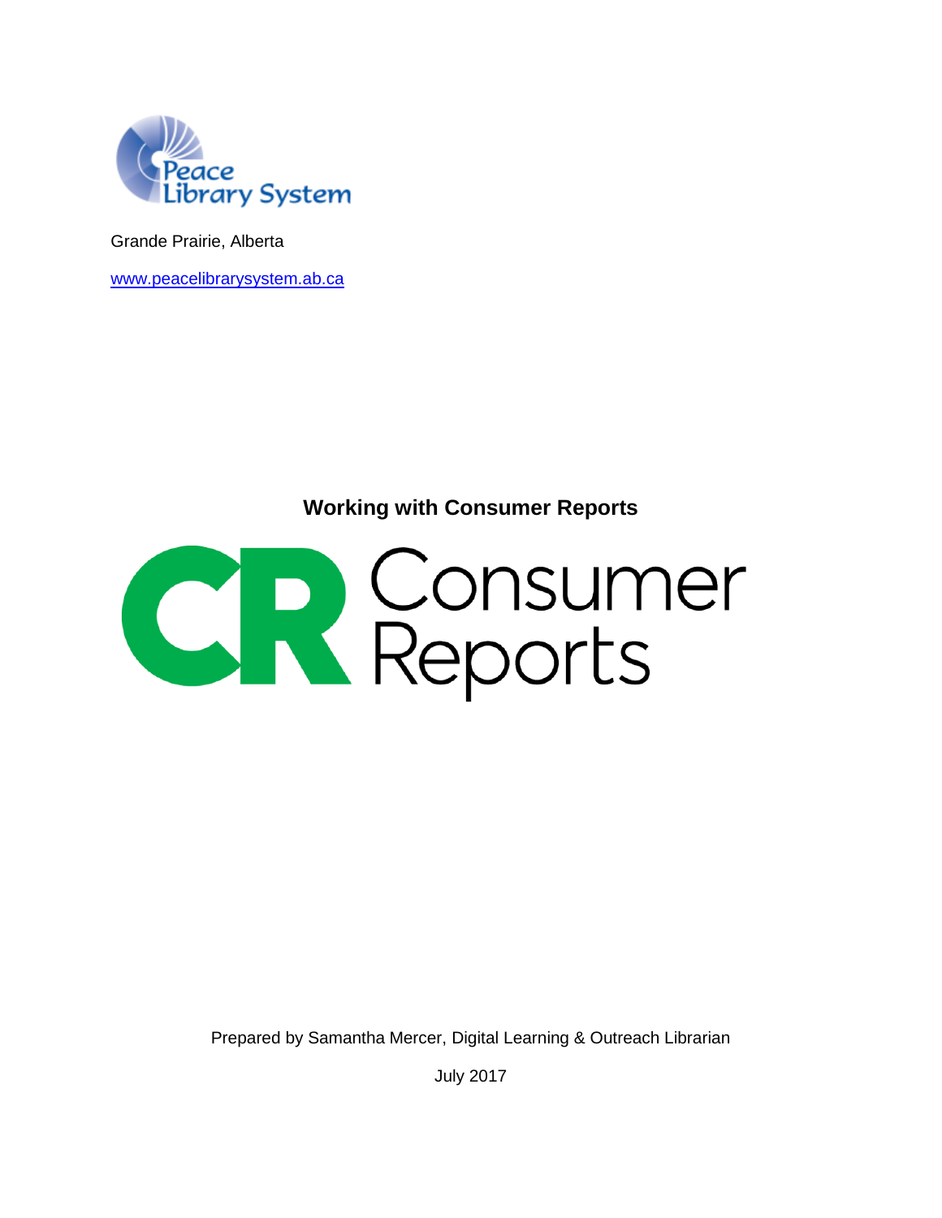Peace Library System

Grande Prairie, Alberta

www.peacelibrarysystem.ab.ca

# Working with Consumer Reports

CR Consumer Reports

Prepared by Samantha Mercer, Digital Learning & Outreach Librarian

July 2017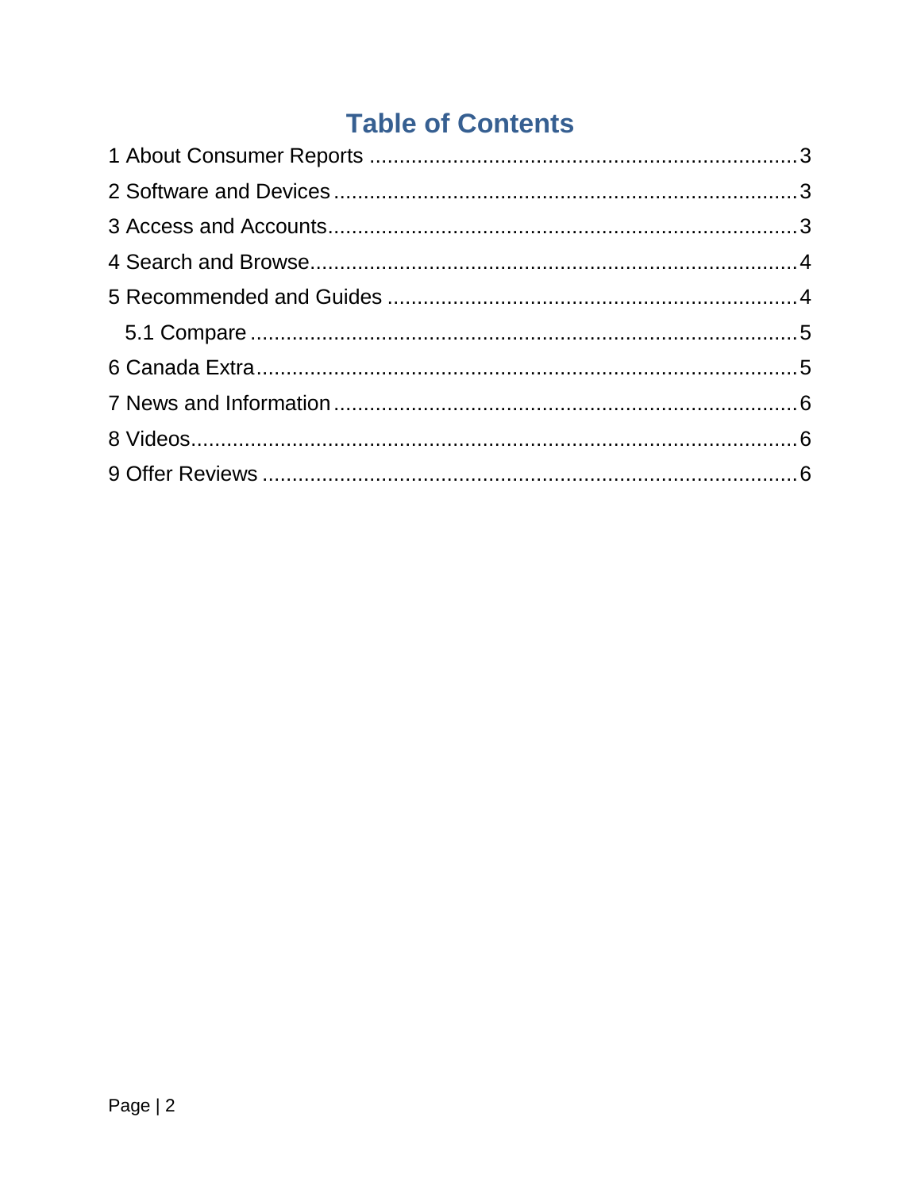# Table of Contents

1 About Consumer Reports .......... 3

2 Software and Devices .......... 3

3 Access and Accounts .......... 3

4 Search and Browse .......... 4

5 Recommended and Guides .......... 4

  5.1 Compare .......... 5

6 Canada Extra .......... 5

7 News and Information .......... 6

8 Videos .......... 6

9 Offer Reviews .......... 6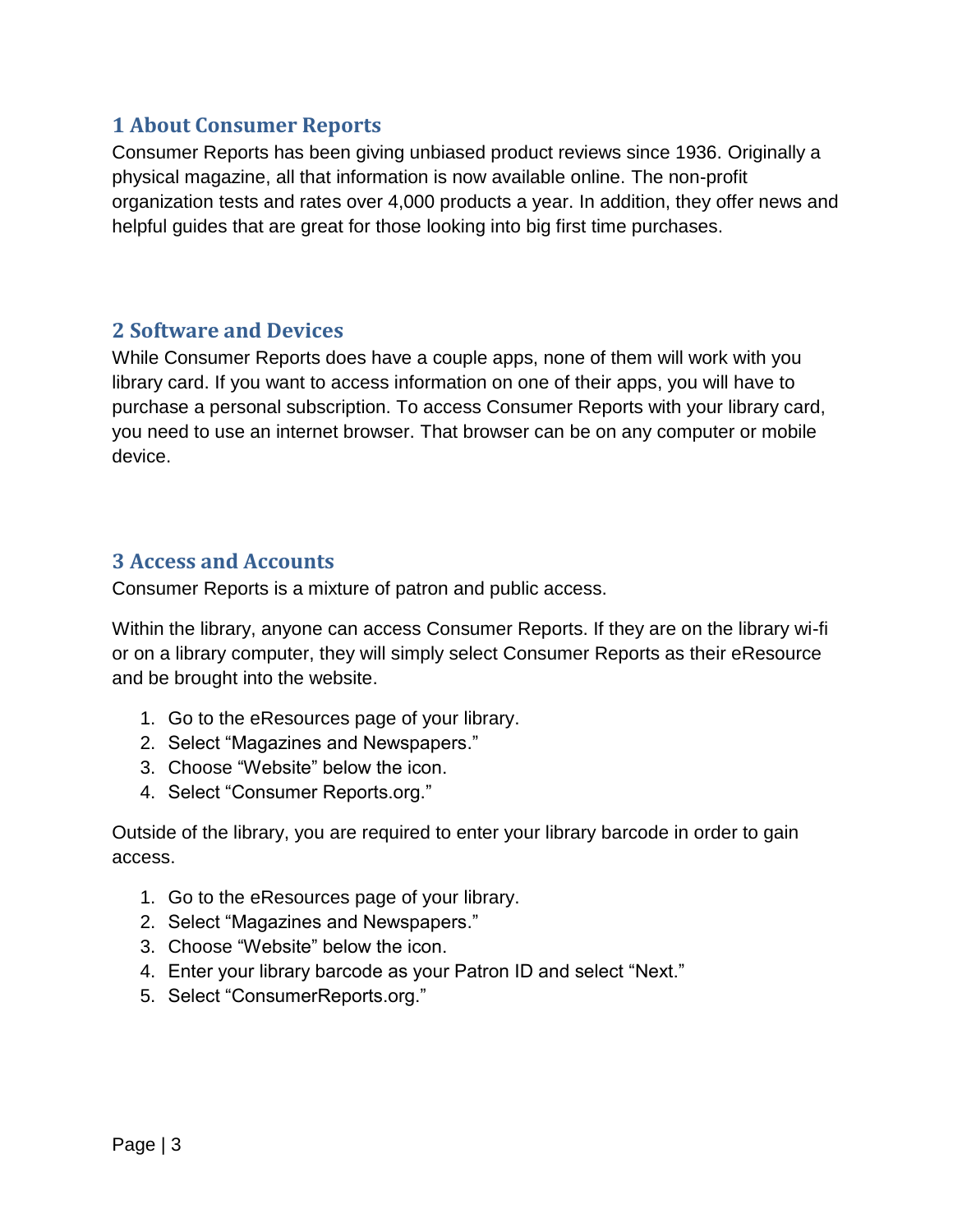## 1 About Consumer Reports

Consumer Reports has been giving unbiased product reviews since 1936. Originally a physical magazine, all that information is now available online. The non-profit organization tests and rates over 4,000 products a year. In addition, they offer news and helpful guides that are great for those looking into big first time purchases.

## 2 Software and Devices

While Consumer Reports does have a couple apps, none of them will work with you library card. If you want to access information on one of their apps, you will have to purchase a personal subscription. To access Consumer Reports with your library card, you need to use an internet browser. That browser can be on any computer or mobile device.

## 3 Access and Accounts

Consumer Reports is a mixture of patron and public access.

Within the library, anyone can access Consumer Reports. If they are on the library wi-fi or on a library computer, they will simply select Consumer Reports as their eResource and be brought into the website.

1. Go to the eResources page of your library.
2. Select "Magazines and Newspapers."
3. Choose "Website" below the icon.
4. Select "Consumer Reports.org."

Outside of the library, you are required to enter your library barcode in order to gain access.

1. Go to the eResources page of your library.
2. Select "Magazines and Newspapers."
3. Choose "Website" below the icon.
4. Enter your library barcode as your Patron ID and select "Next."
5. Select "ConsumerReports.org."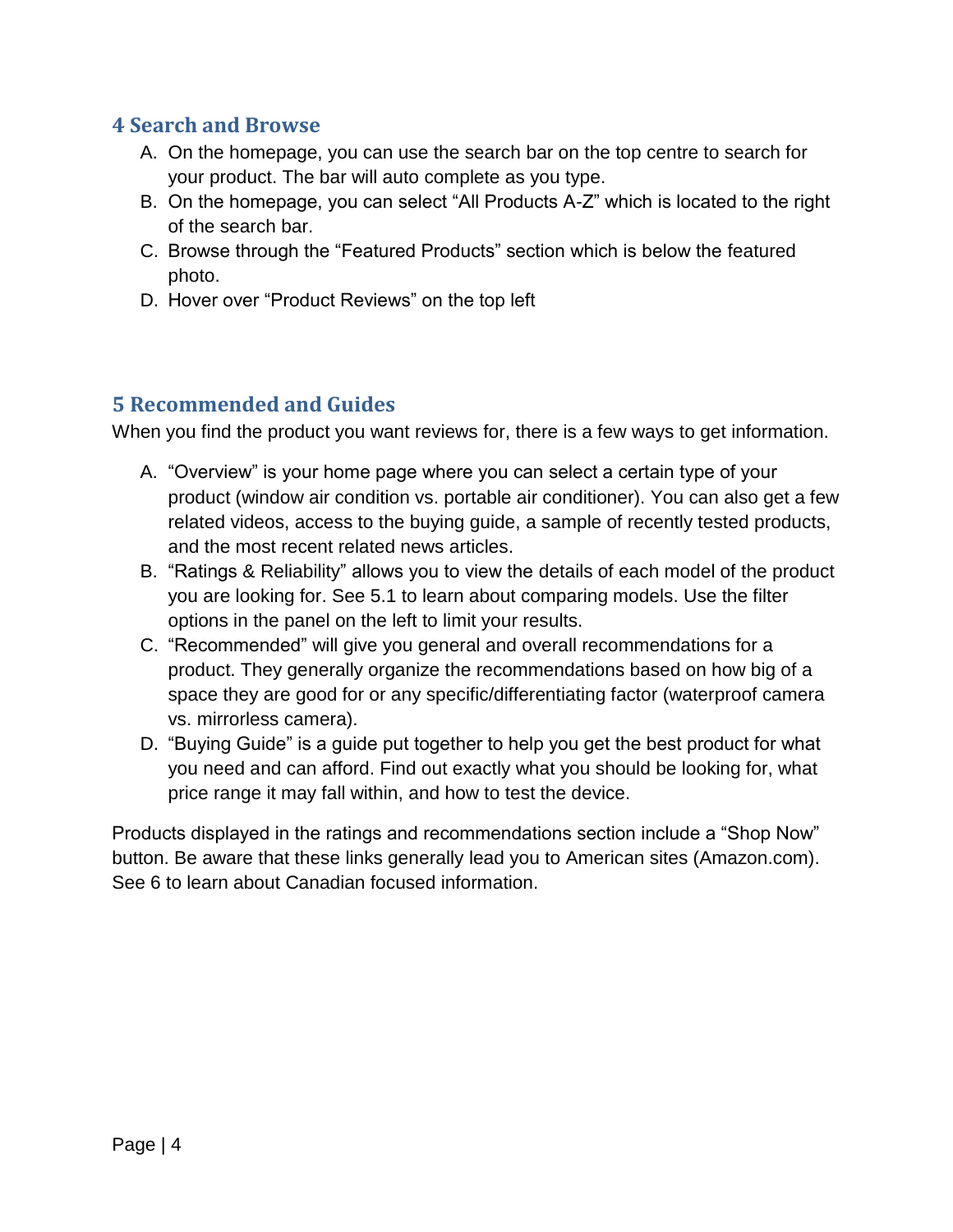## 4 Search and Browse

A. On the homepage, you can use the search bar on the top centre to search for your product. The bar will auto complete as you type.
B. On the homepage, you can select “All Products A-Z” which is located to the right of the search bar.
C. Browse through the “Featured Products” section which is below the featured photo.
D. Hover over “Product Reviews” on the top left

## 5 Recommended and Guides

When you find the product you want reviews for, there is a few ways to get information.

A. “Overview” is your home page where you can select a certain type of your product (window air condition vs. portable air conditioner). You can also get a few related videos, access to the buying guide, a sample of recently tested products, and the most recent related news articles.
B. “Ratings & Reliability” allows you to view the details of each model of the product you are looking for. See 5.1 to learn about comparing models. Use the filter options in the panel on the left to limit your results.
C. “Recommended” will give you general and overall recommendations for a product. They generally organize the recommendations based on how big of a space they are good for or any specific/differentiating factor (waterproof camera vs. mirrorless camera).
D. “Buying Guide” is a guide put together to help you get the best product for what you need and can afford. Find out exactly what you should be looking for, what price range it may fall within, and how to test the device.

Products displayed in the ratings and recommendations section include a “Shop Now” button. Be aware that these links generally lead you to American sites (Amazon.com). See 6 to learn about Canadian focused information.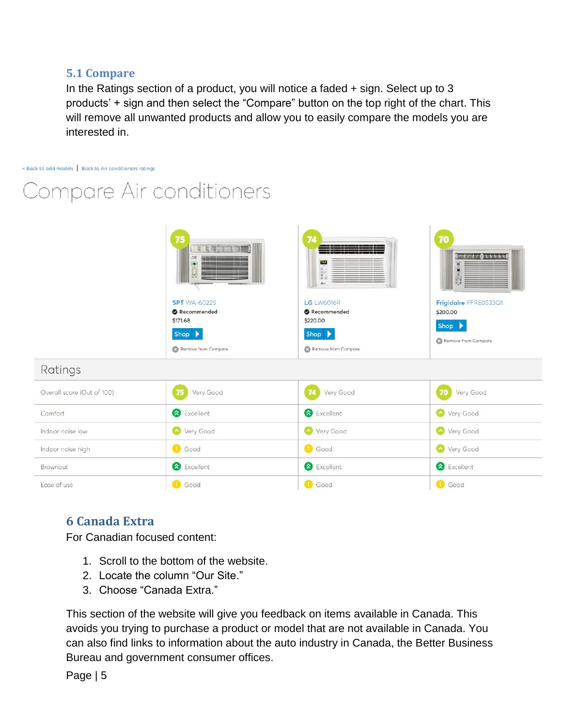## 5.1 Compare

In the Ratings section of a product, you will notice a faded + sign. Select up to 3 products' + sign and then select the "Compare" button on the top right of the chart. This will remove all unwanted products and allow you to easily compare the models you are interested in.

< Back to add models | Back to Air conditioners ratings

# Compare Air conditioners

| | SPT WA-6022S | LG LW6016R | Frigidaire FFRE0533Q1 |
|---|---|---|---|
| | 75 | 74 | 70 |
| | Recommended | Recommended | |
| | $171.68 | $220.00 | $200.00 |
| | Shop | Shop | Shop |
| | Remove from Compare | Remove from Compare | Remove from Compare |
| **Ratings** | | | |
| Overall score (Out of 100) | 75 Very Good | 74 Very Good | 70 Very Good |
| Comfort | Excellent | Excellent | Very Good |
| Indoor noise low | Very Good | Very Good | Very Good |
| Indoor noise high | Good | Good | Very Good |
| Brownout | Excellent | Excellent | Excellent |
| Ease of use | Good | Good | Good |

## 6 Canada Extra

For Canadian focused content:

1. Scroll to the bottom of the website.
2. Locate the column "Our Site."
3. Choose "Canada Extra."

This section of the website will give you feedback on items available in Canada. This avoids you trying to purchase a product or model that are not available in Canada. You can also find links to information about the auto industry in Canada, the Better Business Bureau and government consumer offices.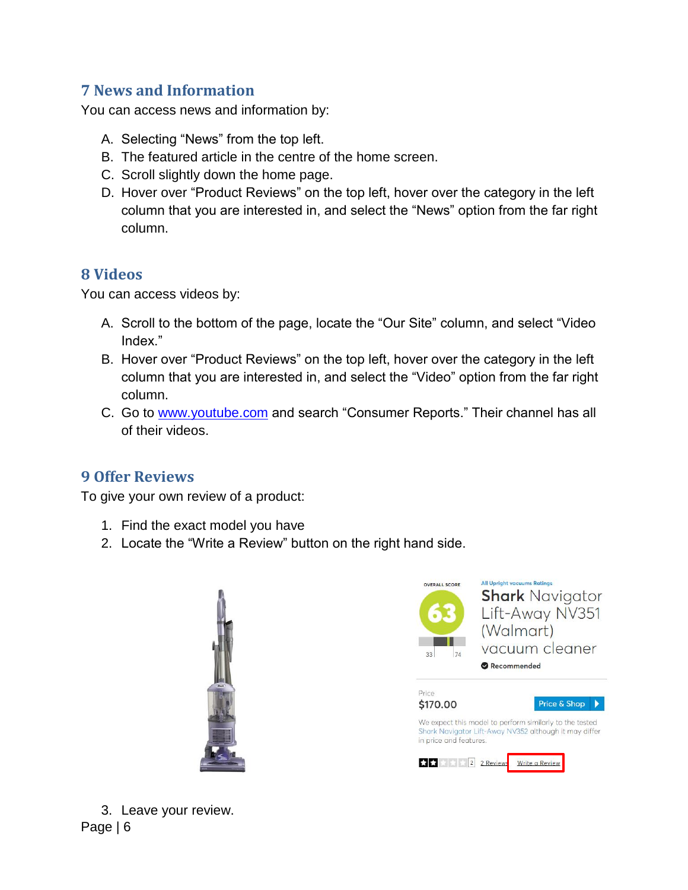## 7 News and Information

You can access news and information by:

A. Selecting “News” from the top left.
B. The featured article in the centre of the home screen.
C. Scroll slightly down the home page.
D. Hover over “Product Reviews” on the top left, hover over the category in the left column that you are interested in, and select the “News” option from the far right column.

## 8 Videos

You can access videos by:

A. Scroll to the bottom of the page, locate the “Our Site” column, and select “Video Index.”
B. Hover over “Product Reviews” on the top left, hover over the category in the left column that you are interested in, and select the “Video” option from the far right column.
C. Go to www.youtube.com and search “Consumer Reports.” Their channel has all of their videos.

## 9 Offer Reviews

To give your own review of a product:

1. Find the exact model you have
2. Locate the “Write a Review” button on the right hand side.

3. Leave your review.